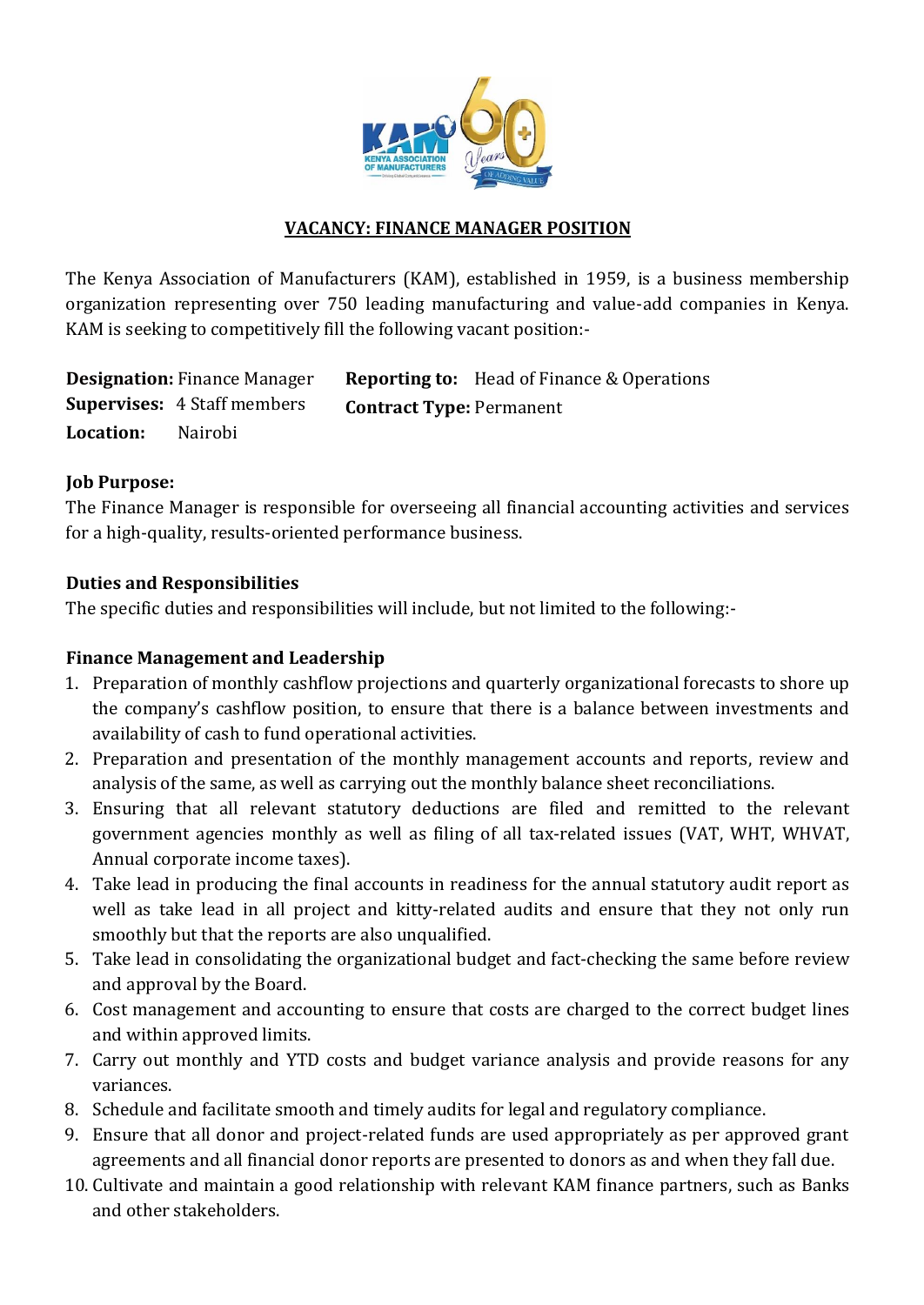## VACANCY: FINANCE MANAGER POSITION

The Kenya Association of Manufacturers (KAM), established in 1959, is a business membership organization representing over 750 leading manufacturing and value-add companies in Kenya. KAM is seeking to competitively fill the following vacant position:-

**Designation:** Finance Manager
**Reporting to:** Head of Finance & Operations
**Supervises:** 4 Staff members
**Contract Type:** Permanent
**Location:** Nairobi

**Job Purpose:**
The Finance Manager is responsible for overseeing all financial accounting activities and services for a high-quality, results-oriented performance business.

**Duties and Responsibilities**
The specific duties and responsibilities will include, but not limited to the following:-

**Finance Management and Leadership**

1. Preparation of monthly cashflow projections and quarterly organizational forecasts to shore up the company's cashflow position, to ensure that there is a balance between investments and availability of cash to fund operational activities.
2. Preparation and presentation of the monthly management accounts and reports, review and analysis of the same, as well as carrying out the monthly balance sheet reconciliations.
3. Ensuring that all relevant statutory deductions are filed and remitted to the relevant government agencies monthly as well as filing of all tax-related issues (VAT, WHT, WHVAT, Annual corporate income taxes).
4. Take lead in producing the final accounts in readiness for the annual statutory audit report as well as take lead in all project and kitty-related audits and ensure that they not only run smoothly but that the reports are also unqualified.
5. Take lead in consolidating the organizational budget and fact-checking the same before review and approval by the Board.
6. Cost management and accounting to ensure that costs are charged to the correct budget lines and within approved limits.
7. Carry out monthly and YTD costs and budget variance analysis and provide reasons for any variances.
8. Schedule and facilitate smooth and timely audits for legal and regulatory compliance.
9. Ensure that all donor and project-related funds are used appropriately as per approved grant agreements and all financial donor reports are presented to donors as and when they fall due.
10. Cultivate and maintain a good relationship with relevant KAM finance partners, such as Banks and other stakeholders.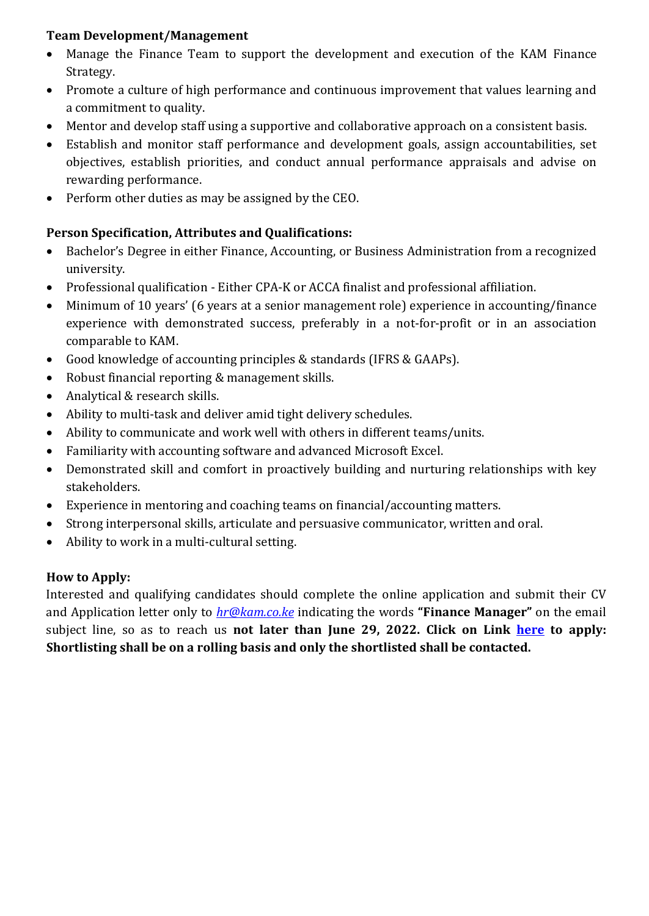**Team Development/Management**

- Manage the Finance Team to support the development and execution of the KAM Finance Strategy.
- Promote a culture of high performance and continuous improvement that values learning and a commitment to quality.
- Mentor and develop staff using a supportive and collaborative approach on a consistent basis.
- Establish and monitor staff performance and development goals, assign accountabilities, set objectives, establish priorities, and conduct annual performance appraisals and advise on rewarding performance.
- Perform other duties as may be assigned by the CEO.

**Person Specification, Attributes and Qualifications:**

- Bachelor's Degree in either Finance, Accounting, or Business Administration from a recognized university.
- Professional qualification - Either CPA-K or ACCA finalist and professional affiliation.
- Minimum of 10 years' (6 years at a senior management role) experience in accounting/finance experience with demonstrated success, preferably in a not-for-profit or in an association comparable to KAM.
- Good knowledge of accounting principles & standards (IFRS & GAAPs).
- Robust financial reporting & management skills.
- Analytical & research skills.
- Ability to multi-task and deliver amid tight delivery schedules.
- Ability to communicate and work well with others in different teams/units.
- Familiarity with accounting software and advanced Microsoft Excel.
- Demonstrated skill and comfort in proactively building and nurturing relationships with key stakeholders.
- Experience in mentoring and coaching teams on financial/accounting matters.
- Strong interpersonal skills, articulate and persuasive communicator, written and oral.
- Ability to work in a multi-cultural setting.

**How to Apply:**

Interested and qualifying candidates should complete the online application and submit their CV and Application letter only to *hr@kam.co.ke* indicating the words **"Finance Manager"** on the email subject line, so as to reach us **not later than June 29, 2022. Click on Link here to apply: Shortlisting shall be on a rolling basis and only the shortlisted shall be contacted.**